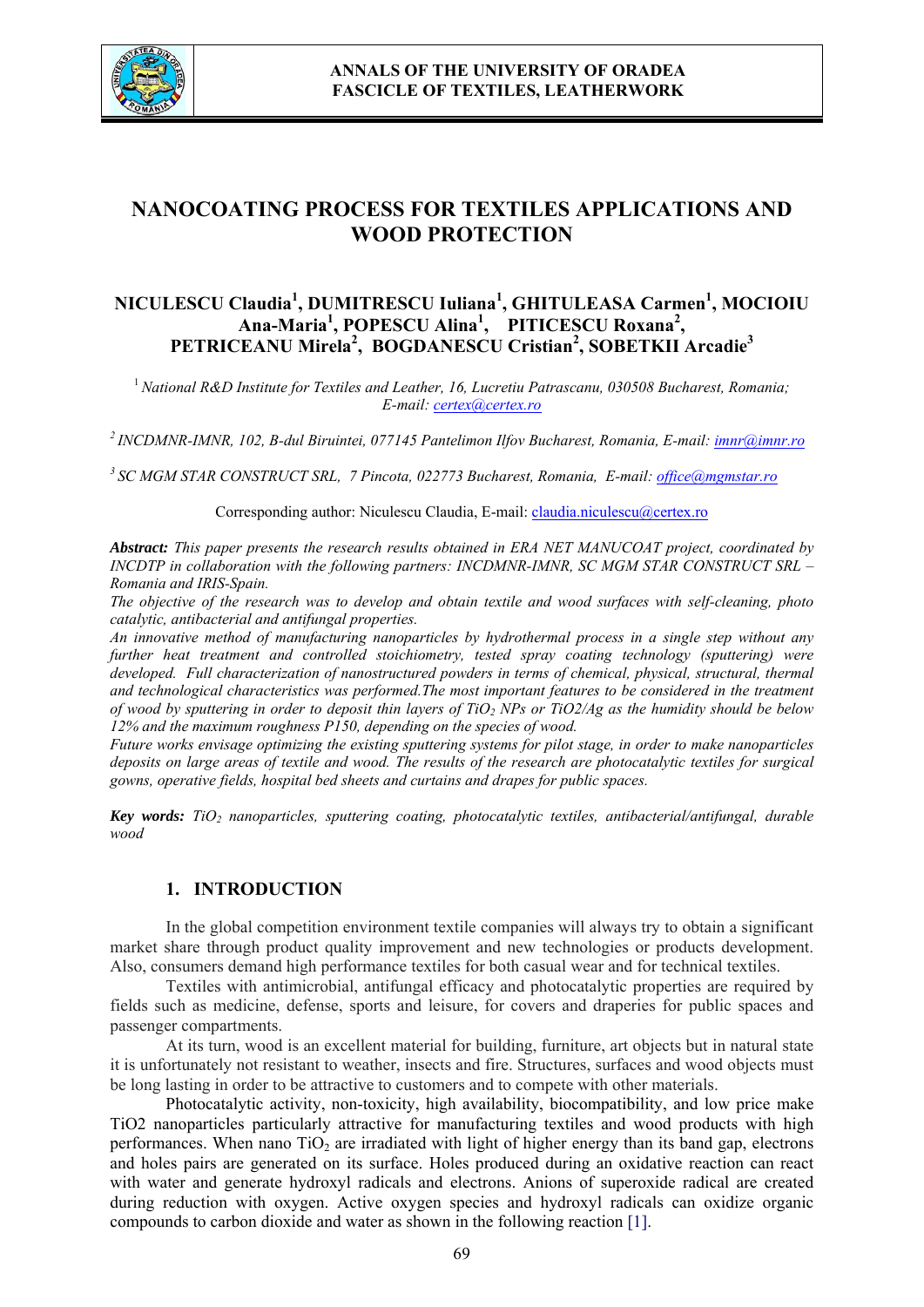# NANOCOATING PROCESS FOR TEXTILES APPLICATIONS AND WOOD PROTECTION

**NICULESCU Claudia[1], DUMITRESCU Iuliana[1], GHITULEASA Carmen[1], MOCIOIU Ana-Maria[1], POPESCU Alina[1], PITICESCU Roxana[2], PETRICEANU Mirela[2], BOGDANESCU Cristian[2], SOBETKII Arcadie[3]**

[1] *National R&D Institute for Textiles and Leather, 16, Lucretiu Patrascanu, 030508 Bucharest, Romania; E-mail: certex@certex.ro*

[2] *INCDMNR-IMNR, 102, B-dul Biruintei, 077145 Pantelimon Ilfov Bucharest, Romania, E-mail: imnr@imnr.ro*

[3] *SC MGM STAR CONSTRUCT SRL, 7 Pincota, 022773 Bucharest, Romania, E-mail: office@mgmstar.ro*

Corresponding author: Niculescu Claudia, E-mail: claudia.niculescu@certex.ro

***Abstract:*** *This paper presents the research results obtained in ERA NET MANUCOAT project, coordinated by INCDTP in collaboration with the following partners: INCDMNR-IMNR, SC MGM STAR CONSTRUCT SRL – Romania and IRIS-Spain.*

*The objective of the research was to develop and obtain textile and wood surfaces with self-cleaning, photo catalytic, antibacterial and antifungal properties.*

*An innovative method of manufacturing nanoparticles by hydrothermal process in a single step without any further heat treatment and controlled stoichiometry, tested spray coating technology (sputtering) were developed. Full characterization of nanostructured powders in terms of chemical, physical, structural, thermal and technological characteristics was performed.The most important features to be considered in the treatment of wood by sputtering in order to deposit thin layers of $TiO_2$ NPs or TiO2/Ag as the humidity should be below 12% and the maximum roughness P150, depending on the species of wood.*

*Future works envisage optimizing the existing sputtering systems for pilot stage, in order to make nanoparticles deposits on large areas of textile and wood. The results of the research are photocatalytic textiles for surgical gowns, operative fields, hospital bed sheets and curtains and drapes for public spaces.*

***Key words:*** *$TiO_2$ nanoparticles, sputtering coating, photocatalytic textiles, antibacterial/antifungal, durable wood*

## 1. INTRODUCTION

In the global competition environment textile companies will always try to obtain a significant market share through product quality improvement and new technologies or products development. Also, consumers demand high performance textiles for both casual wear and for technical textiles.

Textiles with antimicrobial, antifungal efficacy and photocatalytic properties are required by fields such as medicine, defense, sports and leisure, for covers and draperies for public spaces and passenger compartments.

At its turn, wood is an excellent material for building, furniture, art objects but in natural state it is unfortunately not resistant to weather, insects and fire. Structures, surfaces and wood objects must be long lasting in order to be attractive to customers and to compete with other materials.

Photocatalytic activity, non-toxicity, high availability, biocompatibility, and low price make TiO2 nanoparticles particularly attractive for manufacturing textiles and wood products with high performances. When nano $TiO_2$ are irradiated with light of higher energy than its band gap, electrons and holes pairs are generated on its surface. Holes produced during an oxidative reaction can react with water and generate hydroxyl radicals and electrons. Anions of superoxide radical are created during reduction with oxygen. Active oxygen species and hydroxyl radicals can oxidize organic compounds to carbon dioxide and water as shown in the following reaction [1].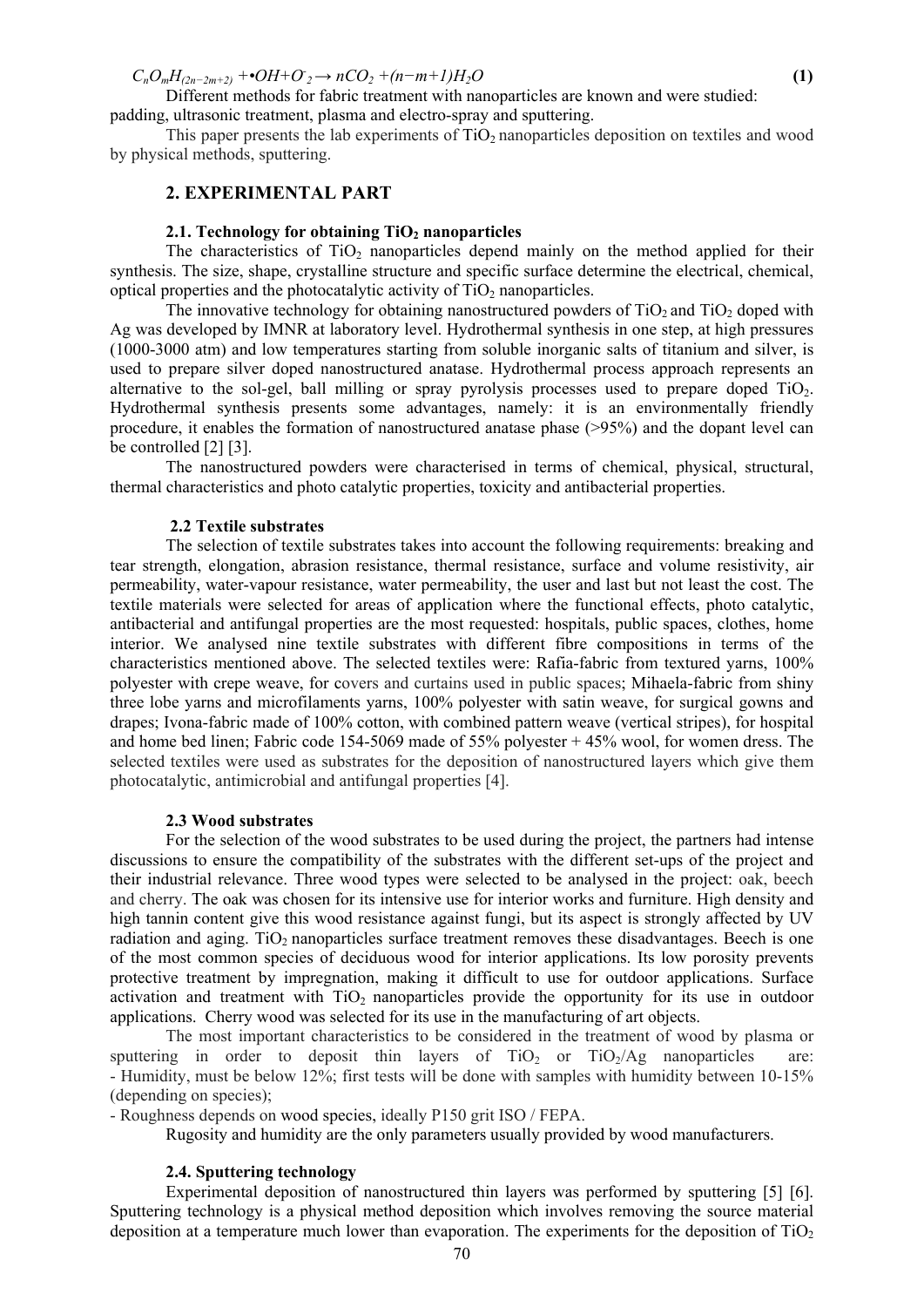$$C_nO_mH_{(2n-2m+2)} + \bullet OH + O^-_2 \rightarrow nCO_2 + (n-m+1)H_2O \quad \textbf{(1)}$$

Different methods for fabric treatment with nanoparticles are known and were studied: padding, ultrasonic treatment, plasma and electro-spray and sputtering.

This paper presents the lab experiments of $TiO_2$ nanoparticles deposition on textiles and wood by physical methods, sputtering.

## 2. EXPERIMENTAL PART

### 2.1. Technology for obtaining $TiO_2$ nanoparticles

The characteristics of $TiO_2$ nanoparticles depend mainly on the method applied for their synthesis. The size, shape, crystalline structure and specific surface determine the electrical, chemical, optical properties and the photocatalytic activity of $TiO_2$ nanoparticles.

The innovative technology for obtaining nanostructured powders of $TiO_2$ and $TiO_2$ doped with Ag was developed by IMNR at laboratory level. Hydrothermal synthesis in one step, at high pressures (1000-3000 atm) and low temperatures starting from soluble inorganic salts of titanium and silver, is used to prepare silver doped nanostructured anatase. Hydrothermal process approach represents an alternative to the sol-gel, ball milling or spray pyrolysis processes used to prepare doped $TiO_2$. Hydrothermal synthesis presents some advantages, namely: it is an environmentally friendly procedure, it enables the formation of nanostructured anatase phase (>95%) and the dopant level can be controlled [2] [3].

The nanostructured powders were characterised in terms of chemical, physical, structural, thermal characteristics and photo catalytic properties, toxicity and antibacterial properties.

### 2.2 Textile substrates

The selection of textile substrates takes into account the following requirements: breaking and tear strength, elongation, abrasion resistance, thermal resistance, surface and volume resistivity, air permeability, water-vapour resistance, water permeability, the user and last but not least the cost. The textile materials were selected for areas of application where the functional effects, photo catalytic, antibacterial and antifungal properties are the most requested: hospitals, public spaces, clothes, home interior. We analysed nine textile substrates with different fibre compositions in terms of the characteristics mentioned above. The selected textiles were: Rafia-fabric from textured yarns, 100% polyester with crepe weave, for covers and curtains used in public spaces; Mihaela-fabric from shiny three lobe yarns and microfilaments yarns, 100% polyester with satin weave, for surgical gowns and drapes; Ivona-fabric made of 100% cotton, with combined pattern weave (vertical stripes), for hospital and home bed linen; Fabric code 154-5069 made of 55% polyester + 45% wool, for women dress. The selected textiles were used as substrates for the deposition of nanostructured layers which give them photocatalytic, antimicrobial and antifungal properties [4].

### 2.3 Wood substrates

For the selection of the wood substrates to be used during the project, the partners had intense discussions to ensure the compatibility of the substrates with the different set-ups of the project and their industrial relevance. Three wood types were selected to be analysed in the project: oak, beech and cherry. The oak was chosen for its intensive use for interior works and furniture. High density and high tannin content give this wood resistance against fungi, but its aspect is strongly affected by UV radiation and aging. $TiO_2$ nanoparticles surface treatment removes these disadvantages. Beech is one of the most common species of deciduous wood for interior applications. Its low porosity prevents protective treatment by impregnation, making it difficult to use for outdoor applications. Surface activation and treatment with $TiO_2$ nanoparticles provide the opportunity for its use in outdoor applications. Cherry wood was selected for its use in the manufacturing of art objects.

The most important characteristics to be considered in the treatment of wood by plasma or sputtering in order to deposit thin layers of $TiO_2$ or $TiO_2$/Ag nanoparticles are:

- Humidity, must be below 12%; first tests will be done with samples with humidity between 10-15% (depending on species);
- Roughness depends on wood species, ideally P150 grit ISO / FEPA.

Rugosity and humidity are the only parameters usually provided by wood manufacturers.

### 2.4. Sputtering technology

Experimental deposition of nanostructured thin layers was performed by sputtering [5] [6]. Sputtering technology is a physical method deposition which involves removing the source material deposition at a temperature much lower than evaporation. The experiments for the deposition of $TiO_2$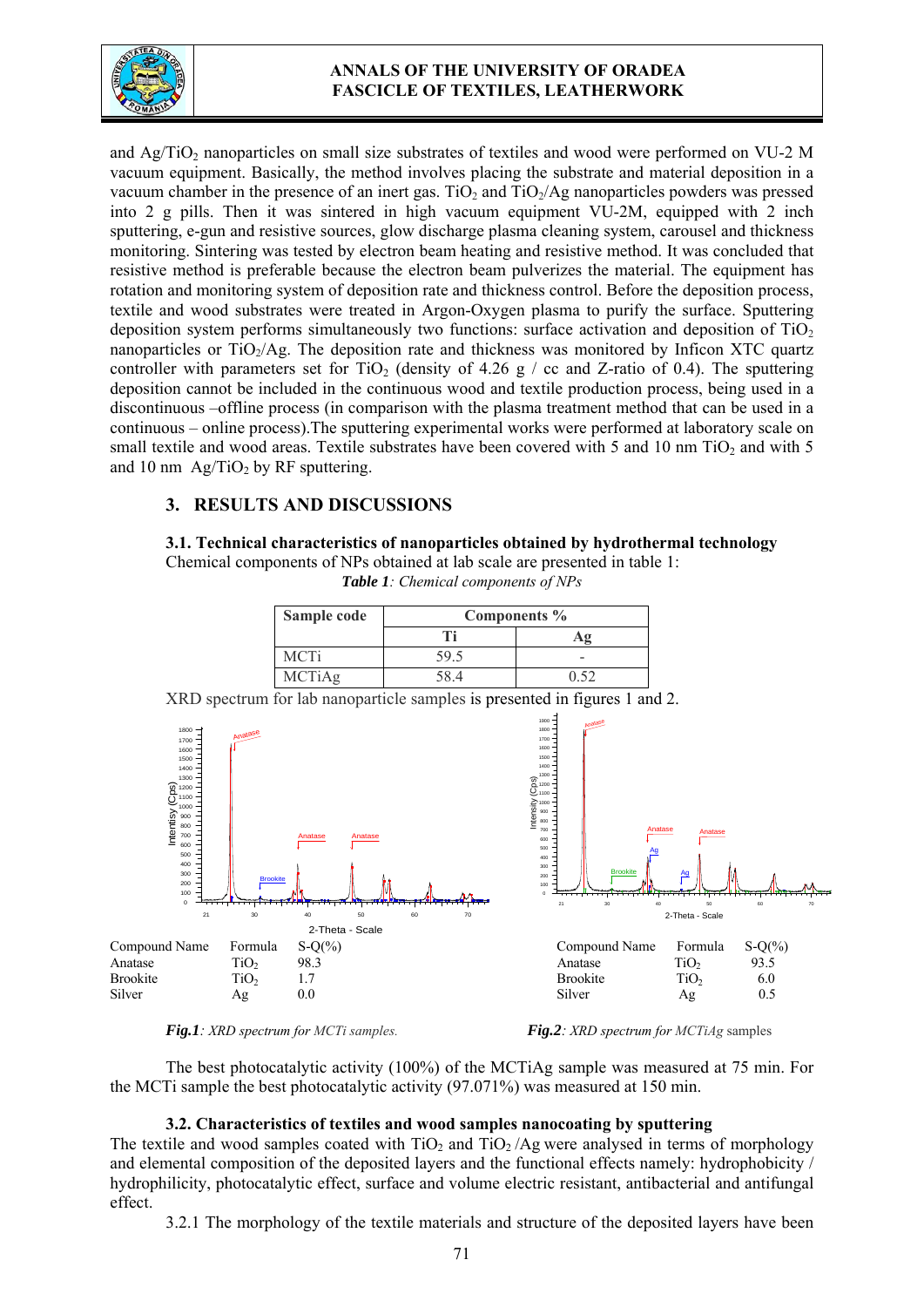and $Ag/TiO_2$ nanoparticles on small size substrates of textiles and wood were performed on VU-2 M vacuum equipment. Basically, the method involves placing the substrate and material deposition in a vacuum chamber in the presence of an inert gas. $TiO_2$ and $TiO_2/Ag$ nanoparticles powders was pressed into 2 g pills. Then it was sintered in high vacuum equipment VU-2M, equipped with 2 inch sputtering, e-gun and resistive sources, glow discharge plasma cleaning system, carousel and thickness monitoring. Sintering was tested by electron beam heating and resistive method. It was concluded that resistive method is preferable because the electron beam pulverizes the material. The equipment has rotation and monitoring system of deposition rate and thickness control. Before the deposition process, textile and wood substrates were treated in Argon-Oxygen plasma to purify the surface. Sputtering deposition system performs simultaneously two functions: surface activation and deposition of $TiO_2$ nanoparticles or $TiO_2/Ag$. The deposition rate and thickness was monitored by Inficon XTC quartz controller with parameters set for $TiO_2$ (density of 4.26 g / cc and Z-ratio of 0.4). The sputtering deposition cannot be included in the continuous wood and textile production process, being used in a discontinuous –offline process (in comparison with the plasma treatment method that can be used in a continuous – online process).The sputtering experimental works were performed at laboratory scale on small textile and wood areas. Textile substrates have been covered with 5 and 10 nm $TiO_2$ and with 5 and 10 nm $Ag/TiO_2$ by RF sputtering.

## 3. RESULTS AND DISCUSSIONS

### 3.1. Technical characteristics of nanoparticles obtained by hydrothermal technology

Chemical components of NPs obtained at lab scale are presented in table 1:

***Table 1**: Chemical components of NPs*

| Sample code | Components % | |
|---|---|---|
| | Ti | Ag |
| MCTi | 59.5 | - |
| MCTiAg | 58.4 | 0.52 |

XRD spectrum for lab nanoparticle samples is presented in figures 1 and 2.

| Compound Name | Formula | S-Q(%) |
|---|---|---|
| Anatase | $TiO_2$ | 98.3 |
| Brookite | $TiO_2$ | 1.7 |
| Silver | Ag | 0.0 |

***Fig.1**: XRD spectrum for MCTi samples.*

| Compound Name | Formula | S-Q(%) |
|---|---|---|
| Anatase | $TiO_2$ | 93.5 |
| Brookite | $TiO_2$ | 6.0 |
| Silver | Ag | 0.5 |

***Fig.2**: XRD spectrum for MCTiAg samples*

The best photocatalytic activity (100%) of the MCTiAg sample was measured at 75 min. For the MCTi sample the best photocatalytic activity (97.071%) was measured at 150 min.

### 3.2. Characteristics of textiles and wood samples nanocoating by sputtering

The textile and wood samples coated with $TiO_2$ and $TiO_2$ /Ag were analysed in terms of morphology and elemental composition of the deposited layers and the functional effects namely: hydrophobicity / hydrophilicity, photocatalytic effect, surface and volume electric resistant, antibacterial and antifungal effect.

3.2.1 The morphology of the textile materials and structure of the deposited layers have been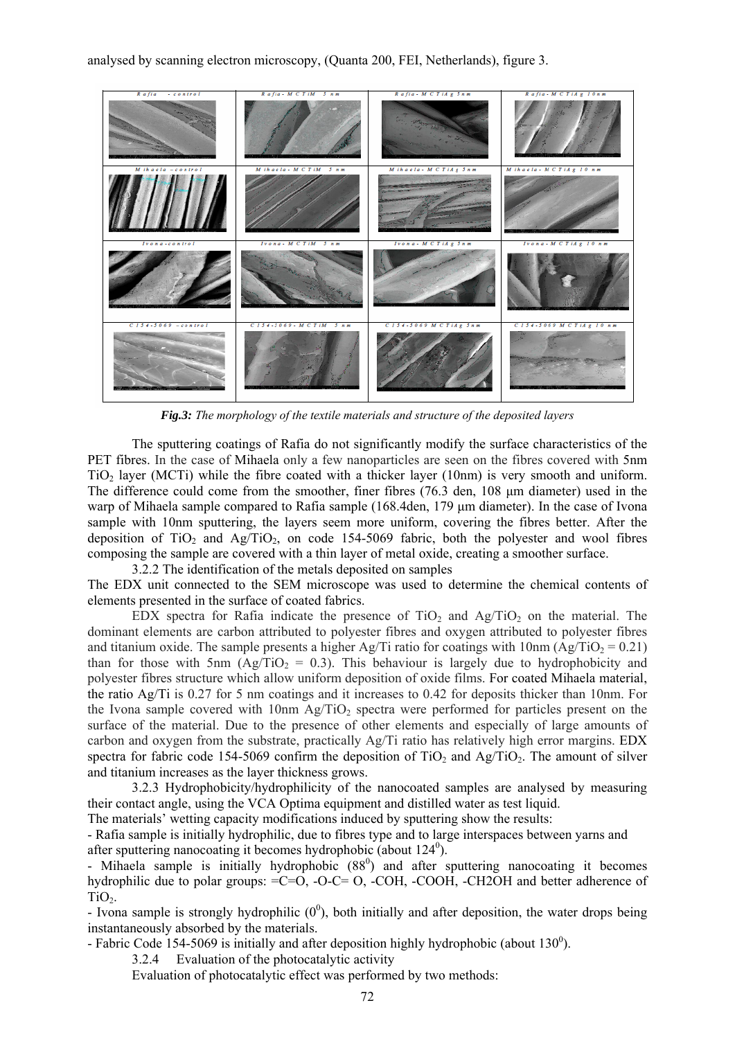analysed by scanning electron microscopy, (Quanta 200, FEI, Netherlands), figure 3.

| Rafia - control | Rafia-MCTiM 5 nm | Rafia-MCTiAg 5nm | Rafia-MCTiAg 10nm |
|---|---|---|---|
| Mihaela – control | Mihaela-MCTiM 5 nm | Mihaela-MCTiAg 5nm | Mihaela-MCTiAg 10 nm |
| Ivona-control | Ivona-MCTiM 5 nm | Ivona-MCTiAg 5nm | Ivona-MCTiAg 10 nm |
| C154-5069 – control | C154-1069-MCTiM 5 nm | C154-5069 MCTiAg 5nm | C154-5069 MCTiAg 10 nm |

***Fig.3:*** *The morphology of the textile materials and structure of the deposited layers*

The sputtering coatings of Rafia do not significantly modify the surface characteristics of the PET fibres. In the case of Mihaela only a few nanoparticles are seen on the fibres covered with 5nm $TiO_2$ layer (MCTi) while the fibre coated with a thicker layer (10nm) is very smooth and uniform. The difference could come from the smoother, finer fibres (76.3 den, 108 μm diameter) used in the warp of Mihaela sample compared to Rafia sample (168.4den, 179 μm diameter). In the case of Ivona sample with 10nm sputtering, the layers seem more uniform, covering the fibres better. After the deposition of $TiO_2$ and $Ag/TiO_2$, on code 154-5069 fabric, both the polyester and wool fibres composing the sample are covered with a thin layer of metal oxide, creating a smoother surface.

3.2.2 The identification of the metals deposited on samples

The EDX unit connected to the SEM microscope was used to determine the chemical contents of elements presented in the surface of coated fabrics.

EDX spectra for Rafia indicate the presence of $TiO_2$ and $Ag/TiO_2$ on the material. The dominant elements are carbon attributed to polyester fibres and oxygen attributed to polyester fibres and titanium oxide. The sample presents a higher Ag/Ti ratio for coatings with 10nm ($Ag/TiO_2$ = 0.21) than for those with 5nm ($Ag/TiO_2$ = 0.3). This behaviour is largely due to hydrophobicity and polyester fibres structure which allow uniform deposition of oxide films. For coated Mihaela material, the ratio Ag/Ti is 0.27 for 5 nm coatings and it increases to 0.42 for deposits thicker than 10nm. For the Ivona sample covered with 10nm $Ag/TiO_2$ spectra were performed for particles present on the surface of the material. Due to the presence of other elements and especially of large amounts of carbon and oxygen from the substrate, practically Ag/Ti ratio has relatively high error margins. EDX spectra for fabric code 154-5069 confirm the deposition of $TiO_2$ and $Ag/TiO_2$. The amount of silver and titanium increases as the layer thickness grows.

3.2.3 Hydrophobicity/hydrophilicity of the nanocoated samples are analysed by measuring their contact angle, using the VCA Optima equipment and distilled water as test liquid.

The materials' wetting capacity modifications induced by sputtering show the results:

- Rafia sample is initially hydrophilic, due to fibres type and to large interspaces between yarns and after sputtering nanocoating it becomes hydrophobic (about $124^0$).
- Mihaela sample is initially hydrophobic ($88^0$) and after sputtering nanocoating it becomes hydrophilic due to polar groups: =C=O, -O-C= O, -COH, -COOH, -CH2OH and better adherence of $TiO_2$.
- Ivona sample is strongly hydrophilic ($0^0$), both initially and after deposition, the water drops being instantaneously absorbed by the materials.
- Fabric Code 154-5069 is initially and after deposition highly hydrophobic (about $130^0$).

3.2.4 Evaluation of the photocatalytic activity

Evaluation of photocatalytic effect was performed by two methods: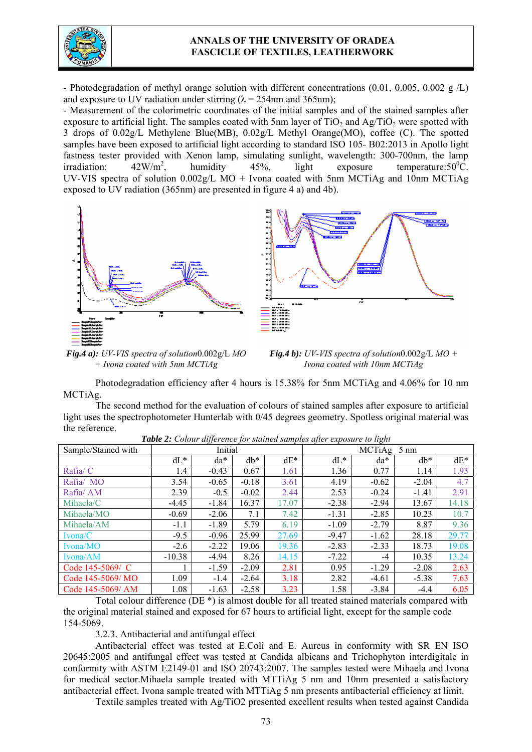- Photodegradation of methyl orange solution with different concentrations (0.01, 0.005, 0.002 g /L) and exposure to UV radiation under stirring (λ = 254nm and 365nm);

- Measurement of the colorimetric coordinates of the initial samples and of the stained samples after exposure to artificial light. The samples coated with 5nm layer of $TiO_2$ and $Ag/TiO_2$ were spotted with 3 drops of 0.02g/L Methylene Blue(MB), 0.02g/L Methyl Orange(MO), coffee (C). The spotted samples have been exposed to artificial light according to standard ISO 105- B02:2013 in Apollo light fastness tester provided with Xenon lamp, simulating sunlight, wavelength: 300-700nm, the lamp irradiation: 42W/m$^2$, humidity 45%, light exposure temperature:50$^0$C. UV-VIS spectra of solution 0.002g/L MO + Ivona coated with 5nm MCTiAg and 10nm MCTiAg exposed to UV radiation (365nm) are presented in figure 4 a) and 4b).

***Fig.4 a):*** *UV-VIS spectra of solution*0.002g/L *MO + Ivona coated with 5nm MCTiAg*

***Fig.4 b):*** *UV-VIS spectra of solution*0.002g/L *MO + Ivona coated with 10nm MCTiAg*

Photodegradation efficiency after 4 hours is 15.38% for 5nm MCTiAg and 4.06% for 10 nm MCTiAg.

The second method for the evaluation of colours of stained samples after exposure to artificial light uses the spectrophotometer Hunterlab with 0/45 degrees geometry. Spotless original material was the reference.

***Table 2:*** *Colour difference for stained samples after exposure to light*

| Sample/Stained with | Initial | | | | MCTiAg 5 nm | | | |
|---|---|---|---|---|---|---|---|---|
| | dL* | da* | db* | dE* | dL* | da* | db* | dE* |
| Rafia/ C | 1.4 | -0.43 | 0.67 | 1.61 | 1.36 | 0.77 | 1.14 | 1.93 |
| Rafia/ MO | 3.54 | -0.65 | -0.18 | 3.61 | 4.19 | -0.62 | -2.04 | 4.7 |
| Rafia/ AM | 2.39 | -0.5 | -0.02 | 2.44 | 2.53 | -0.24 | -1.41 | 2.91 |
| Mihaela/C | -4.45 | -1.84 | 16.37 | 17.07 | -2.38 | -2.94 | 13.67 | 14.18 |
| Mihaela/MO | -0.69 | -2.06 | 7.1 | 7.42 | -1.31 | -2.85 | 10.23 | 10.7 |
| Mihaela/AM | -1.1 | -1.89 | 5.79 | 6.19 | -1.09 | -2.79 | 8.87 | 9.36 |
| Ivona/C | -9.5 | -0.96 | 25.99 | 27.69 | -9.47 | -1.62 | 28.18 | 29.77 |
| Ivona/MO | -2.6 | -2.22 | 19.06 | 19.36 | -2.83 | -2.33 | 18.73 | 19.08 |
| Ivona/AM | -10.38 | -4.94 | 8.26 | 14.15 | -7.22 | -4 | 10.35 | 13.24 |
| Code 145-5069/ C | 1 | -1.59 | -2.09 | 2.81 | 0.95 | -1.29 | -2.08 | 2.63 |
| Code 145-5069/ MO | 1.09 | -1.4 | -2.64 | 3.18 | 2.82 | -4.61 | -5.38 | 7.63 |
| Code 145-5069/ AM | 1.08 | -1.63 | -2.58 | 3.23 | 1.58 | -3.84 | -4.4 | 6.05 |

Total colour difference (DE *) is almost double for all treated stained materials compared with the original material stained and exposed for 67 hours to artificial light, except for the sample code 154-5069.

3.2.3. Antibacterial and antifungal effect

Antibacterial effect was tested at E.Coli and E. Aureus in conformity with SR EN ISO 20645:2005 and antifungal effect was tested at Candida albicans and Trichophyton interdigitale in conformity with ASTM E2149-01 and ISO 20743:2007. The samples tested were Mihaela and Ivona for medical sector.Mihaela sample treated with MTTiAg 5 nm and 10nm presented a satisfactory antibacterial effect. Ivona sample treated with MTTiAg 5 nm presents antibacterial efficiency at limit.

Textile samples treated with Ag/TiO2 presented excellent results when tested against Candida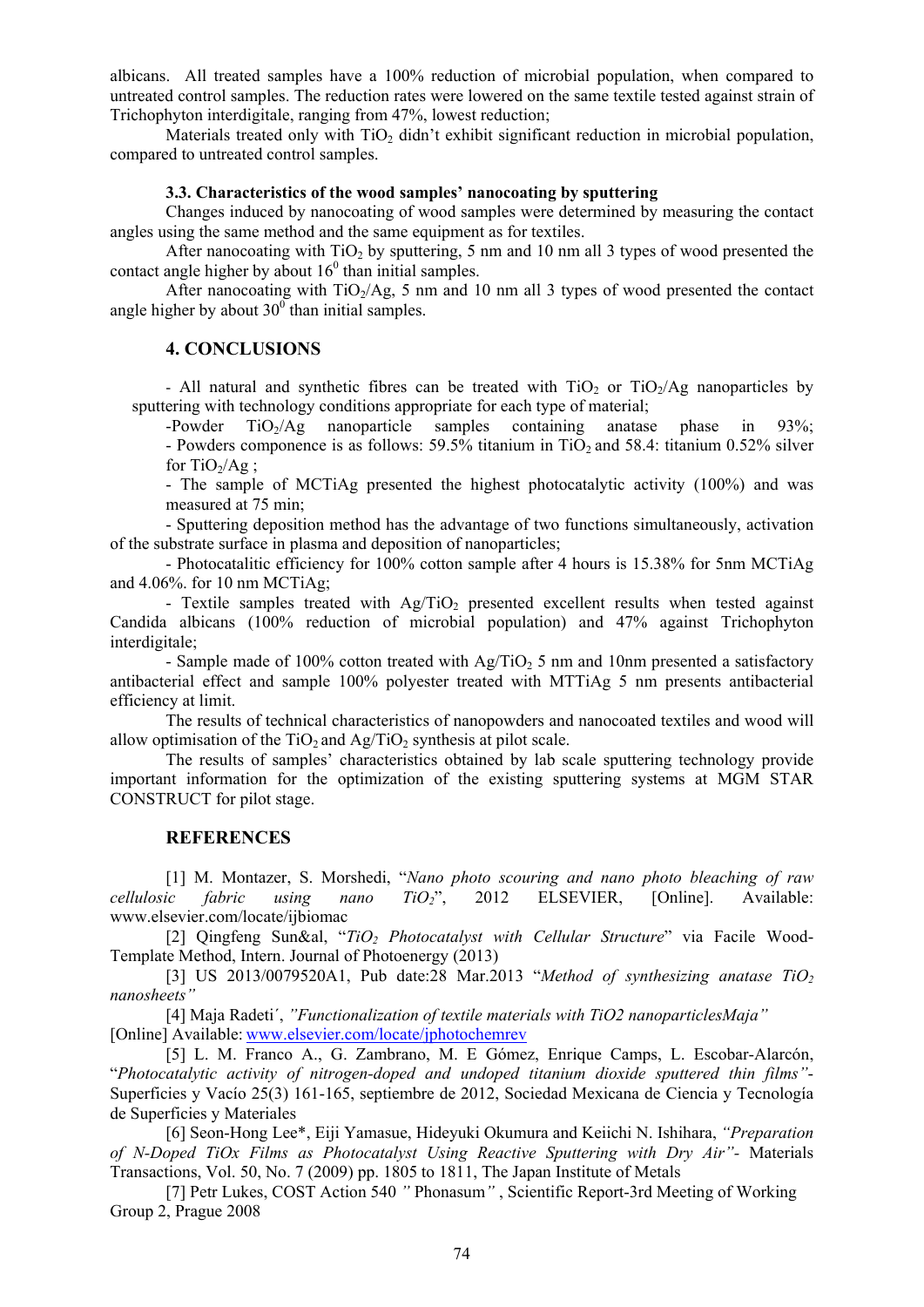albicans. All treated samples have a 100% reduction of microbial population, when compared to untreated control samples. The reduction rates were lowered on the same textile tested against strain of Trichophyton interdigitale, ranging from 47%, lowest reduction;

Materials treated only with $TiO_2$ didn't exhibit significant reduction in microbial population, compared to untreated control samples.

### 3.3. Characteristics of the wood samples' nanocoating by sputtering

Changes induced by nanocoating of wood samples were determined by measuring the contact angles using the same method and the same equipment as for textiles.

After nanocoating with $TiO_2$ by sputtering, 5 nm and 10 nm all 3 types of wood presented the contact angle higher by about $16^0$ than initial samples.

After nanocoating with $TiO_2$/Ag, 5 nm and 10 nm all 3 types of wood presented the contact angle higher by about $30^0$ than initial samples.

## 4. CONCLUSIONS

- All natural and synthetic fibres can be treated with $TiO_2$ or $TiO_2$/Ag nanoparticles by sputtering with technology conditions appropriate for each type of material;

-Powder $TiO_2$/Ag nanoparticle samples containing anatase phase in 93%;

- Powders componence is as follows: 59.5% titanium in $TiO_2$ and 58.4: titanium 0.52% silver for $TiO_2$/Ag ;

- The sample of MCTiAg presented the highest photocatalytic activity (100%) and was measured at 75 min;

- Sputtering deposition method has the advantage of two functions simultaneously, activation of the substrate surface in plasma and deposition of nanoparticles;

- Photocatalitic efficiency for 100% cotton sample after 4 hours is 15.38% for 5nm MCTiAg and 4.06%. for 10 nm MCTiAg;

- Textile samples treated with Ag/$TiO_2$ presented excellent results when tested against Candida albicans (100% reduction of microbial population) and 47% against Trichophyton interdigitale;

- Sample made of 100% cotton treated with Ag/$TiO_2$ 5 nm and 10nm presented a satisfactory antibacterial effect and sample 100% polyester treated with MTTiAg 5 nm presents antibacterial efficiency at limit.

The results of technical characteristics of nanopowders and nanocoated textiles and wood will allow optimisation of the $TiO_2$ and Ag/$TiO_2$ synthesis at pilot scale.

The results of samples' characteristics obtained by lab scale sputtering technology provide important information for the optimization of the existing sputtering systems at MGM STAR CONSTRUCT for pilot stage.

## REFERENCES

[1] M. Montazer, S. Morshedi, "*Nano photo scouring and nano photo bleaching of raw cellulosic fabric using nano $TiO_2$*", 2012 ELSEVIER, [Online]. Available: www.elsevier.com/locate/ijbiomac

[2] Qingfeng Sun&al, "*$TiO_2$ Photocatalyst with Cellular Structure*" via Facile Wood-Template Method, Intern. Journal of Photoenergy (2013)

[3] US 2013/0079520A1, Pub date:28 Mar.2013 "*Method of synthesizing anatase $TiO_2$ nanosheets"*

[4] Maja Radeti´, *"Functionalization of textile materials with TiO2 nanoparticlesMaja"* [Online] Available: www.elsevier.com/locate/jphotochemrev

[5] L. M. Franco A., G. Zambrano, M. E Gómez, Enrique Camps, L. Escobar-Alarcón, "*Photocatalytic activity of nitrogen-doped and undoped titanium dioxide sputtered thin films"*- Superficies y Vacío 25(3) 161-165, septiembre de 2012, Sociedad Mexicana de Ciencia y Tecnología de Superficies y Materiales

[6] Seon-Hong Lee*, Eiji Yamasue, Hideyuki Okumura and Keiichi N. Ishihara, *"Preparation of N-Doped TiOx Films as Photocatalyst Using Reactive Sputtering with Dry Air"*- Materials Transactions, Vol. 50, No. 7 (2009) pp. 1805 to 1811, The Japan Institute of Metals

[7] Petr Lukes, COST Action 540 *"* Phonasum*"* , Scientific Report-3rd Meeting of Working Group 2, Prague 2008